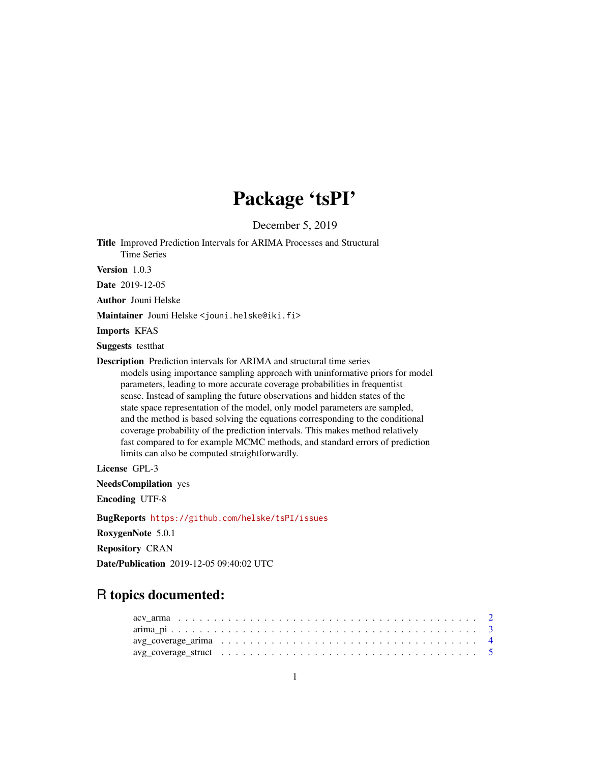# Package 'tsPI'

December 5, 2019

**Title** Improved Prediction Intervals for ARIMA Processes and Structural Time Series

**Version** 1.0.3

**Date** 2019-12-05

**Author** Jouni Helske

**Maintainer** Jouni Helske <jouni.helske@iki.fi>

**Imports** KFAS

**Suggests** testthat

**Description** Prediction intervals for ARIMA and structural time series models using importance sampling approach with uninformative priors for model parameters, leading to more accurate coverage probabilities in frequentist sense. Instead of sampling the future observations and hidden states of the state space representation of the model, only model parameters are sampled, and the method is based solving the equations corresponding to the conditional coverage probability of the prediction intervals. This makes method relatively fast compared to for example MCMC methods, and standard errors of prediction limits can also be computed straightforwardly.

**License** GPL-3

**NeedsCompilation** yes

**Encoding** UTF-8

**BugReports** https://github.com/helske/tsPI/issues

**RoxygenNote** 5.0.1

**Repository** CRAN

**Date/Publication** 2019-12-05 09:40:02 UTC

## R topics documented:

- acv_arma . . . . . . . . . . . . . . . . . . . . . . . . . . . . . . . . . . . . . . . . 2
- arima_pi . . . . . . . . . . . . . . . . . . . . . . . . . . . . . . . . . . . . . . . . 3
- avg_coverage_arima . . . . . . . . . . . . . . . . . . . . . . . . . . . . . . . . . . 4
- avg_coverage_struct . . . . . . . . . . . . . . . . . . . . . . . . . . . . . . . . . . 5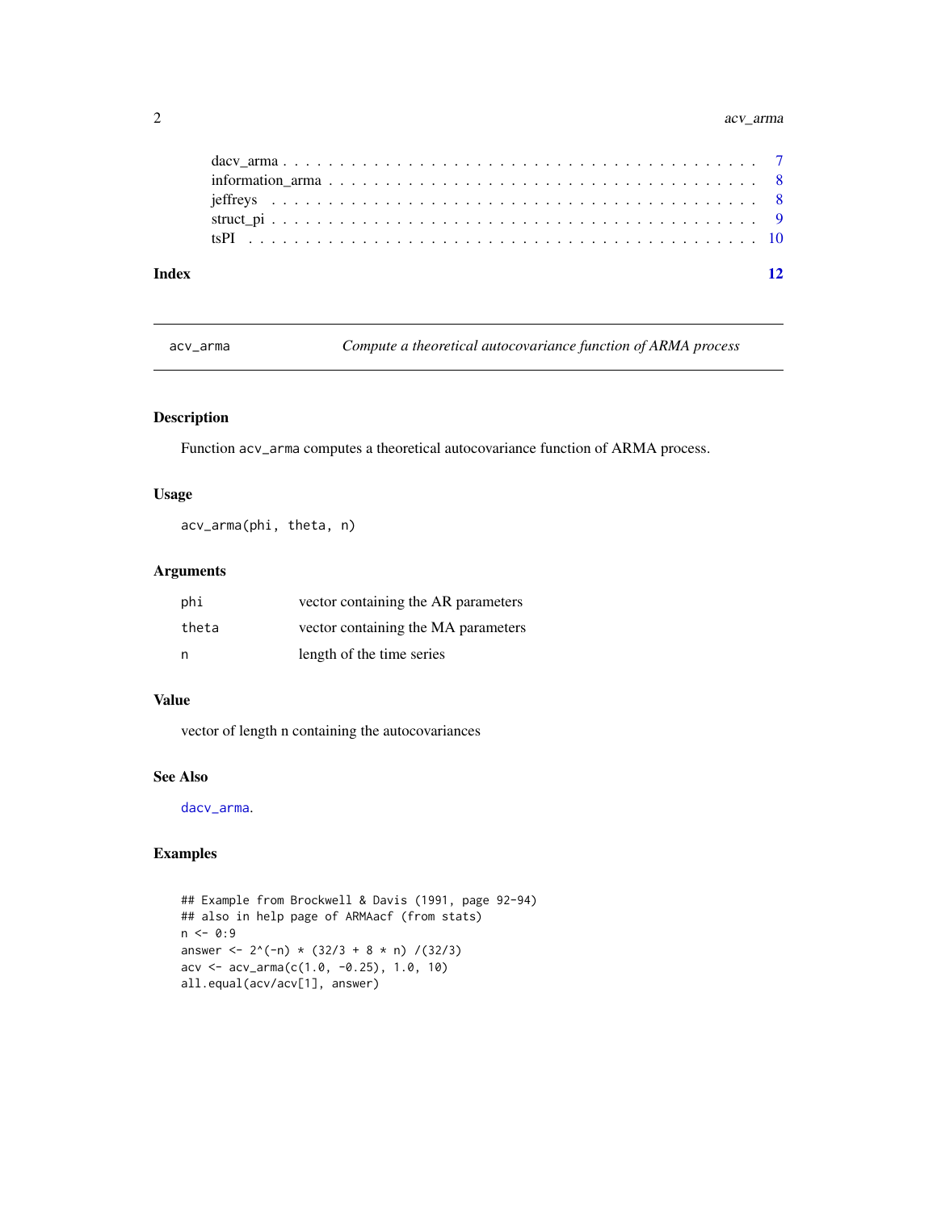dacv_arma . . . . . . . . . . . . . . . . . . . . . . . . . . . . . . . . . . . . . . . 7
information_arma . . . . . . . . . . . . . . . . . . . . . . . . . . . . . . . . . . . 8
jeffreys . . . . . . . . . . . . . . . . . . . . . . . . . . . . . . . . . . . . . . . . 8
struct_pi . . . . . . . . . . . . . . . . . . . . . . . . . . . . . . . . . . . . . . . 9
tsPI . . . . . . . . . . . . . . . . . . . . . . . . . . . . . . . . . . . . . . . . . 10

**Index** **12**

---

## acv_arma — *Compute a theoretical autocovariance function of ARMA process*

### Description

Function `acv_arma` computes a theoretical autocovariance function of ARMA process.

### Usage

```
acv_arma(phi, theta, n)
```

### Arguments

| | |
|---|---|
| `phi` | vector containing the AR parameters |
| `theta` | vector containing the MA parameters |
| `n` | length of the time series |

### Value

vector of length n containing the autocovariances

### See Also

`dacv_arma`.

### Examples

```
## Example from Brockwell & Davis (1991, page 92-94)
## also in help page of ARMAacf (from stats)
n <- 0:9
answer <- 2^(-n) * (32/3 + 8 * n) /(32/3)
acv <- acv_arma(c(1.0, -0.25), 1.0, 10)
all.equal(acv/acv[1], answer)
```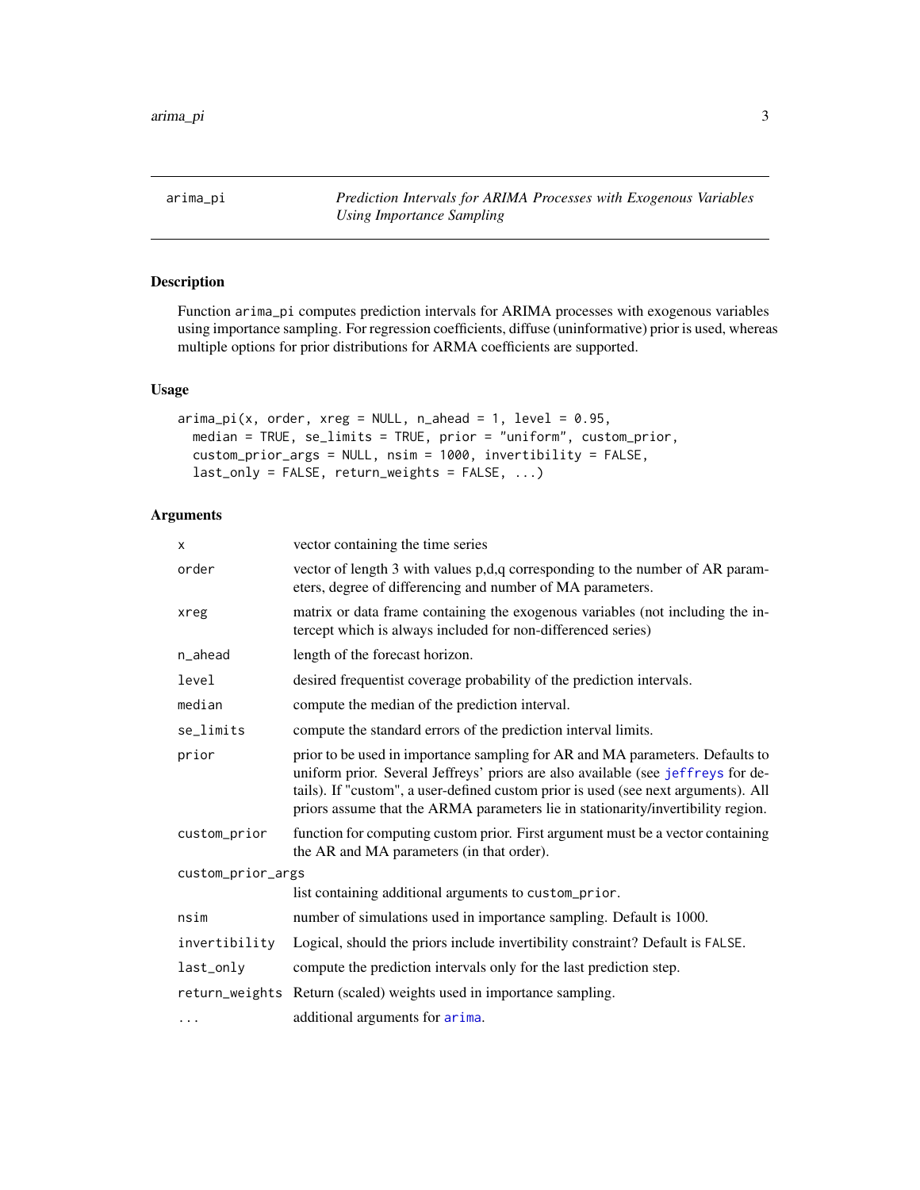arima_pi *Prediction Intervals for ARIMA Processes with Exogenous Variables Using Importance Sampling*

## Description

Function arima_pi computes prediction intervals for ARIMA processes with exogenous variables using importance sampling. For regression coefficients, diffuse (uninformative) prior is used, whereas multiple options for prior distributions for ARMA coefficients are supported.

## Usage

```
arima_pi(x, order, xreg = NULL, n_ahead = 1, level = 0.95,
  median = TRUE, se_limits = TRUE, prior = "uniform", custom_prior,
  custom_prior_args = NULL, nsim = 1000, invertibility = FALSE,
  last_only = FALSE, return_weights = FALSE, ...)
```

## Arguments

| | |
|---|---|
| x | vector containing the time series |
| order | vector of length 3 with values p,d,q corresponding to the number of AR parameters, degree of differencing and number of MA parameters. |
| xreg | matrix or data frame containing the exogenous variables (not including the intercept which is always included for non-differenced series) |
| n_ahead | length of the forecast horizon. |
| level | desired frequentist coverage probability of the prediction intervals. |
| median | compute the median of the prediction interval. |
| se_limits | compute the standard errors of the prediction interval limits. |
| prior | prior to be used in importance sampling for AR and MA parameters. Defaults to uniform prior. Several Jeffreys' priors are also available (see jeffreys for details). If "custom", a user-defined custom prior is used (see next arguments). All priors assume that the ARMA parameters lie in stationarity/invertibility region. |
| custom_prior | function for computing custom prior. First argument must be a vector containing the AR and MA parameters (in that order). |
| custom_prior_args | list containing additional arguments to custom_prior. |
| nsim | number of simulations used in importance sampling. Default is 1000. |
| invertibility | Logical, should the priors include invertibility constraint? Default is FALSE. |
| last_only | compute the prediction intervals only for the last prediction step. |
| return_weights | Return (scaled) weights used in importance sampling. |
| ... | additional arguments for arima. |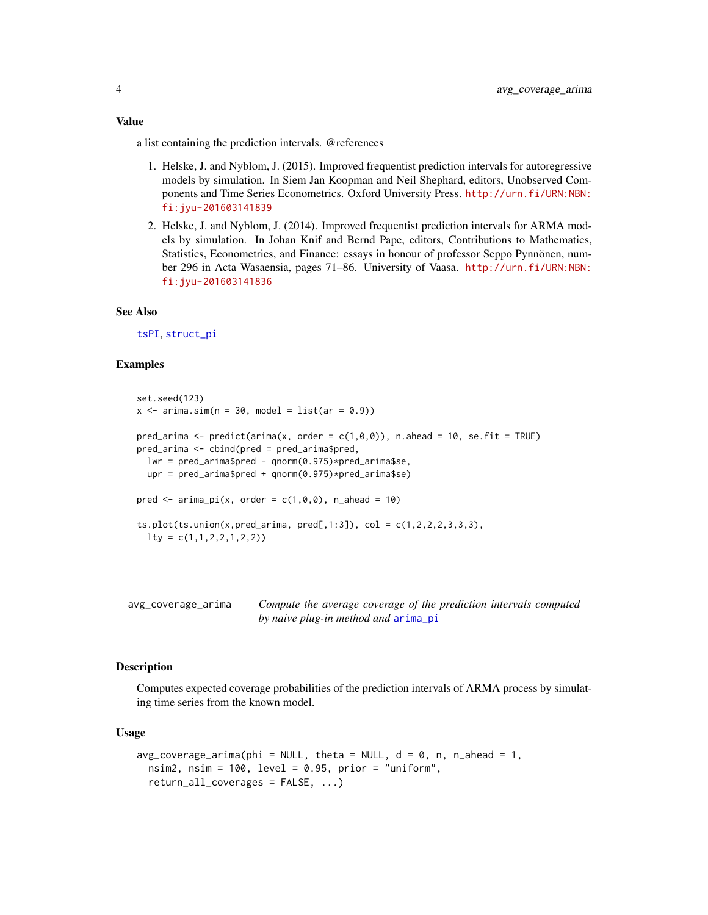### Value

a list containing the prediction intervals. @references

1. Helske, J. and Nyblom, J. (2015). Improved frequentist prediction intervals for autoregressive models by simulation. In Siem Jan Koopman and Neil Shephard, editors, Unobserved Components and Time Series Econometrics. Oxford University Press. http://urn.fi/URN:NBN:fi:jyu-201603141839
2. Helske, J. and Nyblom, J. (2014). Improved frequentist prediction intervals for ARMA models by simulation. In Johan Knif and Bernd Pape, editors, Contributions to Mathematics, Statistics, Econometrics, and Finance: essays in honour of professor Seppo Pynnönen, number 296 in Acta Wasaensia, pages 71–86. University of Vaasa. http://urn.fi/URN:NBN:fi:jyu-201603141836

### See Also

tsPI, struct_pi

### Examples

```
set.seed(123)
x <- arima.sim(n = 30, model = list(ar = 0.9))

pred_arima <- predict(arima(x, order = c(1,0,0)), n.ahead = 10, se.fit = TRUE)
pred_arima <- cbind(pred = pred_arima$pred,
  lwr = pred_arima$pred - qnorm(0.975)*pred_arima$se,
  upr = pred_arima$pred + qnorm(0.975)*pred_arima$se)

pred <- arima_pi(x, order = c(1,0,0), n_ahead = 10)

ts.plot(ts.union(x,pred_arima, pred[,1:3]), col = c(1,2,2,2,3,3,3),
  lty = c(1,1,2,2,1,2,2))
```

---

## avg_coverage_arima

*Compute the average coverage of the prediction intervals computed by naive plug-in method and* arima_pi

### Description

Computes expected coverage probabilities of the prediction intervals of ARMA process by simulating time series from the known model.

### Usage

```
avg_coverage_arima(phi = NULL, theta = NULL, d = 0, n, n_ahead = 1,
  nsim2, nsim = 100, level = 0.95, prior = "uniform",
  return_all_coverages = FALSE, ...)
```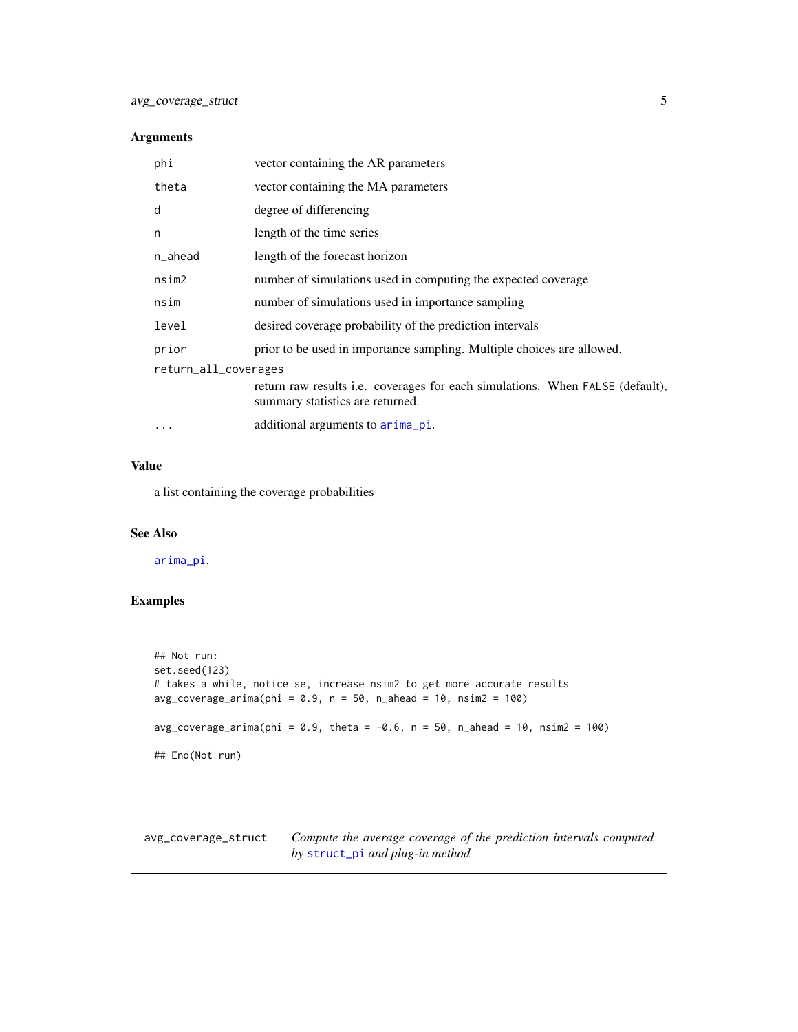### Arguments

| Argument | Description |
|---|---|
| phi | vector containing the AR parameters |
| theta | vector containing the MA parameters |
| d | degree of differencing |
| n | length of the time series |
| n_ahead | length of the forecast horizon |
| nsim2 | number of simulations used in computing the expected coverage |
| nsim | number of simulations used in importance sampling |
| level | desired coverage probability of the prediction intervals |
| prior | prior to be used in importance sampling. Multiple choices are allowed. |
| return_all_coverages | return raw results i.e. coverages for each simulations. When FALSE (default), summary statistics are returned. |
| ... | additional arguments to arima_pi. |

### Value

a list containing the coverage probabilities

### See Also

arima_pi.

### Examples

```
## Not run:
set.seed(123)
# takes a while, notice se, increase nsim2 to get more accurate results
avg_coverage_arima(phi = 0.9, n = 50, n_ahead = 10, nsim2 = 100)

avg_coverage_arima(phi = 0.9, theta = -0.6, n = 50, n_ahead = 10, nsim2 = 100)

## End(Not run)
```

---

## avg_coverage_struct

*Compute the average coverage of the prediction intervals computed by struct_pi and plug-in method*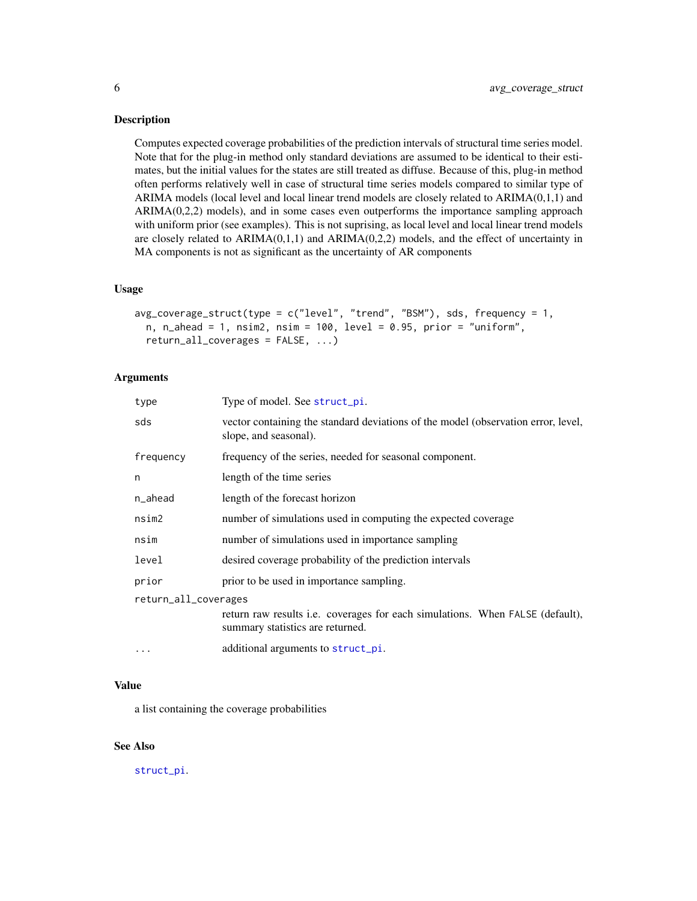## Description

Computes expected coverage probabilities of the prediction intervals of structural time series model. Note that for the plug-in method only standard deviations are assumed to be identical to their estimates, but the initial values for the states are still treated as diffuse. Because of this, plug-in method often performs relatively well in case of structural time series models compared to similar type of ARIMA models (local level and local linear trend models are closely related to ARIMA(0,1,1) and ARIMA(0,2,2) models), and in some cases even outperforms the importance sampling approach with uniform prior (see examples). This is not suprising, as local level and local linear trend models are closely related to ARIMA(0,1,1) and ARIMA(0,2,2) models, and the effect of uncertainty in MA components is not as significant as the uncertainty of AR components

## Usage

```
avg_coverage_struct(type = c("level", "trend", "BSM"), sds, frequency = 1,
  n, n_ahead = 1, nsim2, nsim = 100, level = 0.95, prior = "uniform",
  return_all_coverages = FALSE, ...)
```

## Arguments

| Argument | Description |
|---|---|
| type | Type of model. See struct_pi. |
| sds | vector containing the standard deviations of the model (observation error, level, slope, and seasonal). |
| frequency | frequency of the series, needed for seasonal component. |
| n | length of the time series |
| n_ahead | length of the forecast horizon |
| nsim2 | number of simulations used in computing the expected coverage |
| nsim | number of simulations used in importance sampling |
| level | desired coverage probability of the prediction intervals |
| prior | prior to be used in importance sampling. |
| return_all_coverages | return raw results i.e. coverages for each simulations. When FALSE (default), summary statistics are returned. |
| ... | additional arguments to struct_pi. |

## Value

a list containing the coverage probabilities

## See Also

struct_pi.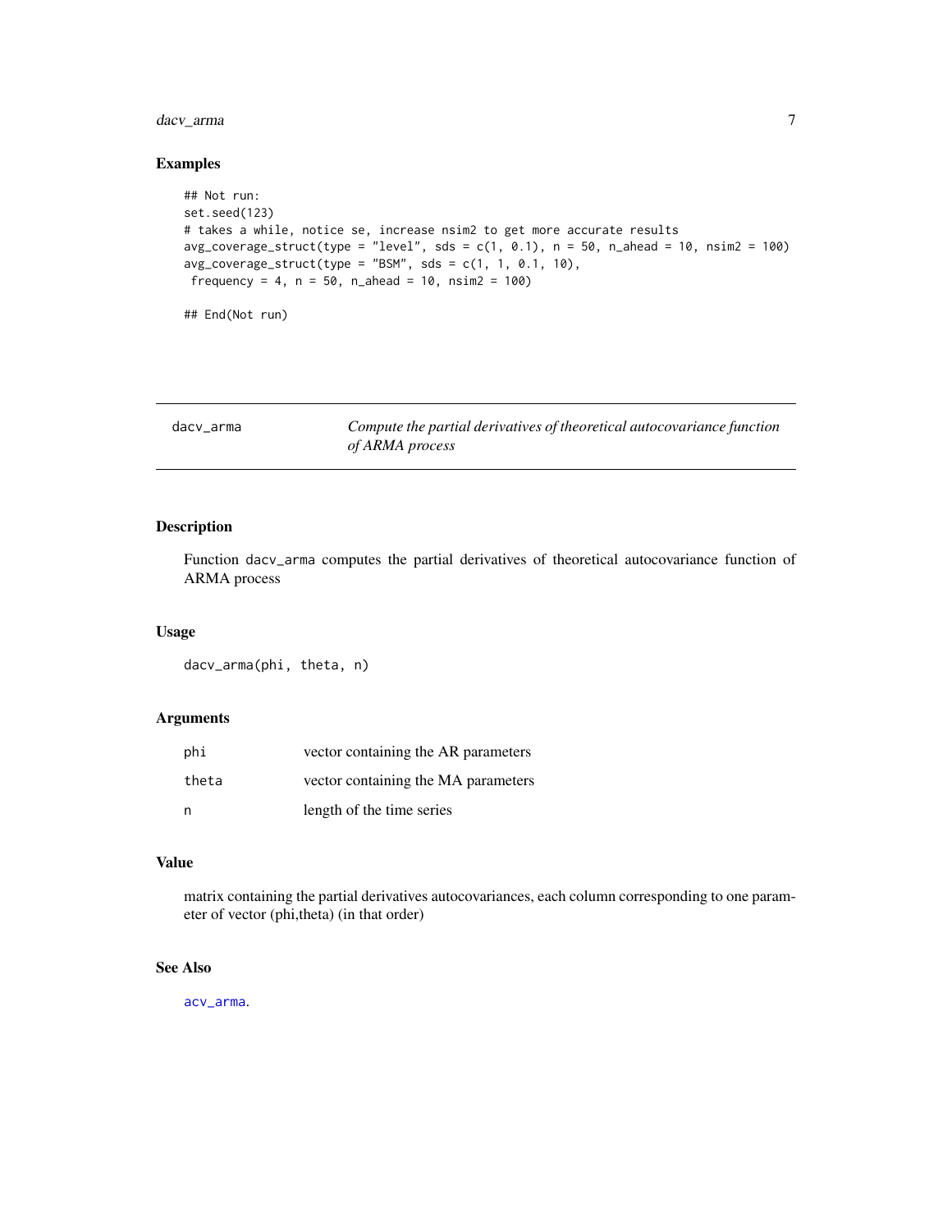## Examples

```
## Not run:
set.seed(123)
# takes a while, notice se, increase nsim2 to get more accurate results
avg_coverage_struct(type = "level", sds = c(1, 0.1), n = 50, n_ahead = 10, nsim2 = 100)
avg_coverage_struct(type = "BSM", sds = c(1, 1, 0.1, 10),
 frequency = 4, n = 50, n_ahead = 10, nsim2 = 100)

## End(Not run)
```

---

# dacv_arma — *Compute the partial derivatives of theoretical autocovariance function of ARMA process*

---

## Description

Function dacv_arma computes the partial derivatives of theoretical autocovariance function of ARMA process

## Usage

```
dacv_arma(phi, theta, n)
```

## Arguments

| | |
|---|---|
| phi | vector containing the AR parameters |
| theta | vector containing the MA parameters |
| n | length of the time series |

## Value

matrix containing the partial derivatives autocovariances, each column corresponding to one parameter of vector (phi,theta) (in that order)

## See Also

acv_arma.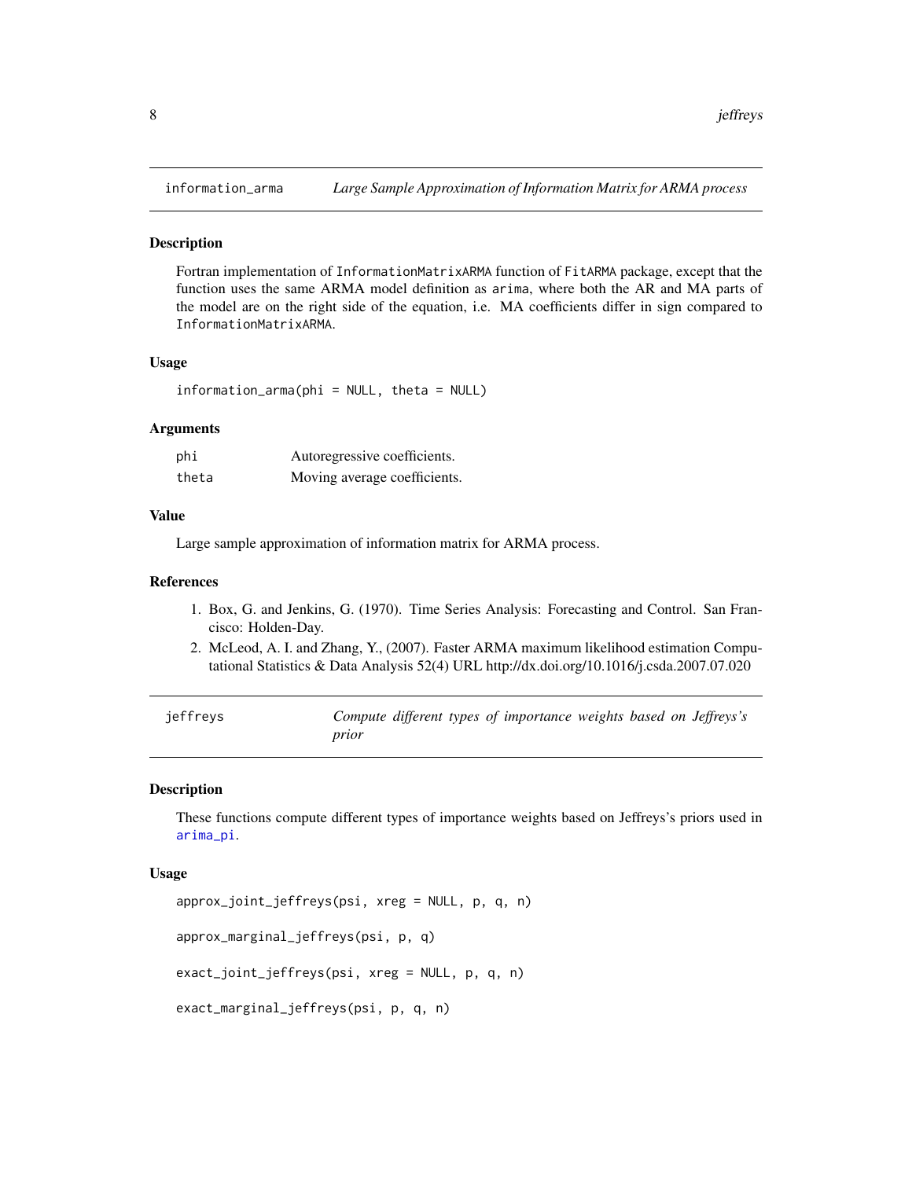## information_arma — *Large Sample Approximation of Information Matrix for ARMA process*

### Description

Fortran implementation of `InformationMatrixARMA` function of `FitARMA` package, except that the function uses the same ARMA model definition as `arima`, where both the AR and MA parts of the model are on the right side of the equation, i.e. MA coefficients differ in sign compared to `InformationMatrixARMA`.

### Usage

```
information_arma(phi = NULL, theta = NULL)
```

### Arguments

| | |
|---|---|
| `phi` | Autoregressive coefficients. |
| `theta` | Moving average coefficients. |

### Value

Large sample approximation of information matrix for ARMA process.

### References

1. Box, G. and Jenkins, G. (1970). Time Series Analysis: Forecasting and Control. San Francisco: Holden-Day.
2. McLeod, A. I. and Zhang, Y., (2007). Faster ARMA maximum likelihood estimation Computational Statistics & Data Analysis 52(4) URL http://dx.doi.org/10.1016/j.csda.2007.07.020

## jeffreys — *Compute different types of importance weights based on Jeffreys's prior*

### Description

These functions compute different types of importance weights based on Jeffreys's priors used in `arima_pi`.

### Usage

```
approx_joint_jeffreys(psi, xreg = NULL, p, q, n)

approx_marginal_jeffreys(psi, p, q)

exact_joint_jeffreys(psi, xreg = NULL, p, q, n)

exact_marginal_jeffreys(psi, p, q, n)
```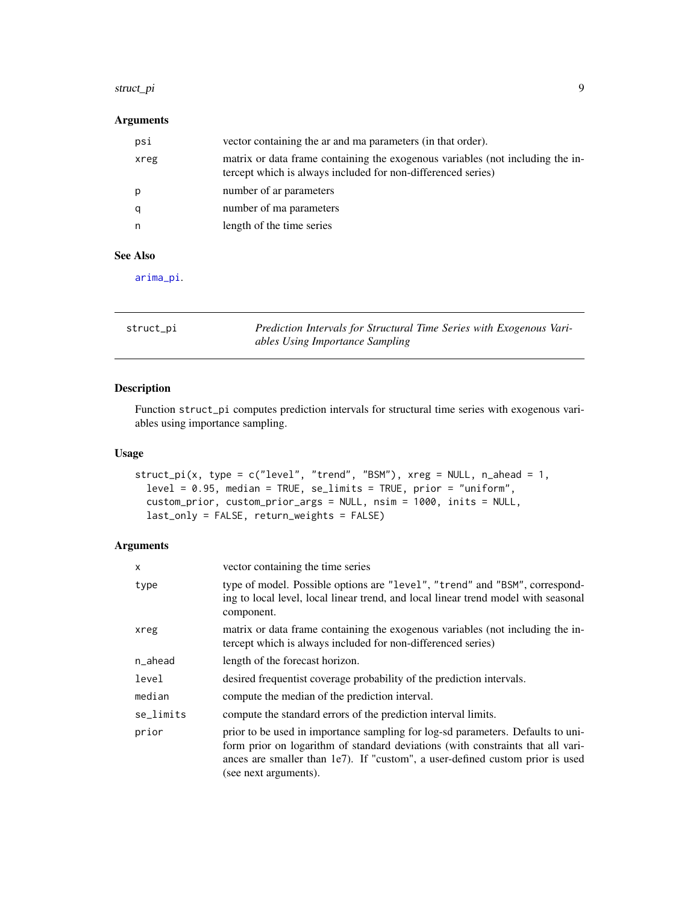## Arguments

| | |
|---|---|
| psi | vector containing the ar and ma parameters (in that order). |
| xreg | matrix or data frame containing the exogenous variables (not including the intercept which is always included for non-differenced series) |
| p | number of ar parameters |
| q | number of ma parameters |
| n | length of the time series |

## See Also

arima_pi.

---

# struct_pi — *Prediction Intervals for Structural Time Series with Exogenous Variables Using Importance Sampling*

## Description

Function struct_pi computes prediction intervals for structural time series with exogenous variables using importance sampling.

## Usage

```
struct_pi(x, type = c("level", "trend", "BSM"), xreg = NULL, n_ahead = 1,
  level = 0.95, median = TRUE, se_limits = TRUE, prior = "uniform",
  custom_prior, custom_prior_args = NULL, nsim = 1000, inits = NULL,
  last_only = FALSE, return_weights = FALSE)
```

## Arguments

| | |
|---|---|
| x | vector containing the time series |
| type | type of model. Possible options are "level", "trend" and "BSM", corresponding to local level, local linear trend, and local linear trend model with seasonal component. |
| xreg | matrix or data frame containing the exogenous variables (not including the intercept which is always included for non-differenced series) |
| n_ahead | length of the forecast horizon. |
| level | desired frequentist coverage probability of the prediction intervals. |
| median | compute the median of the prediction interval. |
| se_limits | compute the standard errors of the prediction interval limits. |
| prior | prior to be used in importance sampling for log-sd parameters. Defaults to uniform prior on logarithm of standard deviations (with constraints that all variances are smaller than 1e7). If "custom", a user-defined custom prior is used (see next arguments). |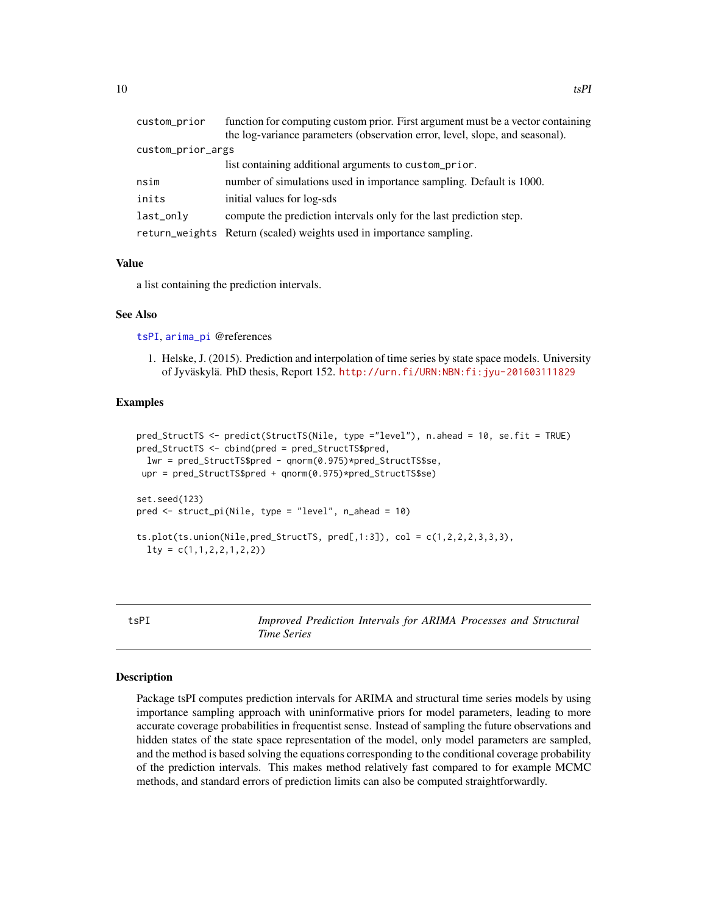| | |
|---|---|
| custom_prior | function for computing custom prior. First argument must be a vector containing the log-variance parameters (observation error, level, slope, and seasonal). |
| custom_prior_args | list containing additional arguments to custom_prior. |
| nsim | number of simulations used in importance sampling. Default is 1000. |
| inits | initial values for log-sds |
| last_only | compute the prediction intervals only for the last prediction step. |
| return_weights | Return (scaled) weights used in importance sampling. |

### Value

a list containing the prediction intervals.

### See Also

tsPI, arima_pi @references

1. Helske, J. (2015). Prediction and interpolation of time series by state space models. University of Jyväskylä. PhD thesis, Report 152. http://urn.fi/URN:NBN:fi:jyu-201603111829

### Examples

```
pred_StructTS <- predict(StructTS(Nile, type ="level"), n.ahead = 10, se.fit = TRUE)
pred_StructTS <- cbind(pred = pred_StructTS$pred,
  lwr = pred_StructTS$pred - qnorm(0.975)*pred_StructTS$se,
 upr = pred_StructTS$pred + qnorm(0.975)*pred_StructTS$se)

set.seed(123)
pred <- struct_pi(Nile, type = "level", n_ahead = 10)

ts.plot(ts.union(Nile,pred_StructTS, pred[,1:3]), col = c(1,2,2,2,3,3,3),
  lty = c(1,1,2,2,1,2,2))
```

---

## tsPI — *Improved Prediction Intervals for ARIMA Processes and Structural Time Series*

### Description

Package tsPI computes prediction intervals for ARIMA and structural time series models by using importance sampling approach with uninformative priors for model parameters, leading to more accurate coverage probabilities in frequentist sense. Instead of sampling the future observations and hidden states of the state space representation of the model, only model parameters are sampled, and the method is based solving the equations corresponding to the conditional coverage probability of the prediction intervals. This makes method relatively fast compared to for example MCMC methods, and standard errors of prediction limits can also be computed straightforwardly.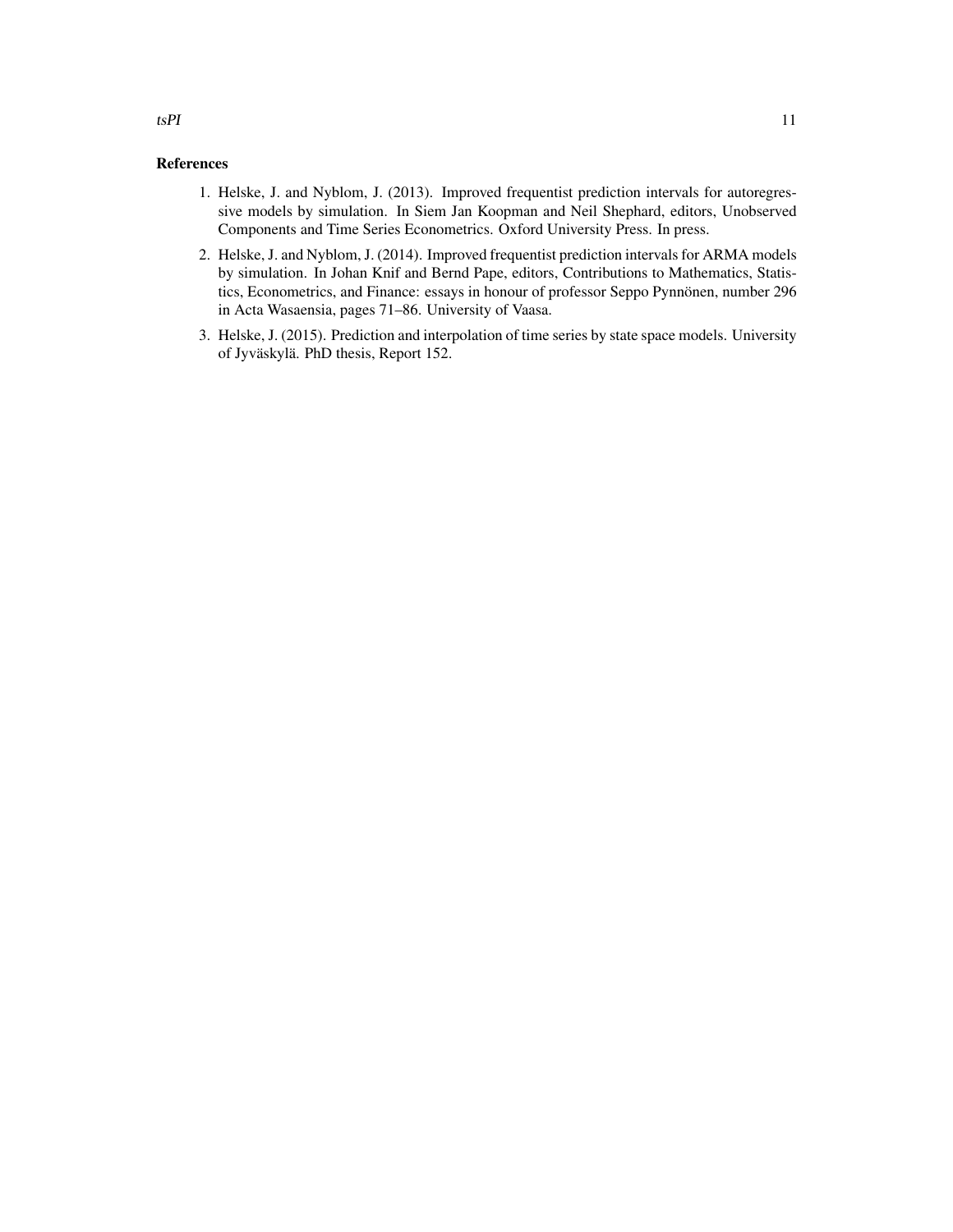### References

1. Helske, J. and Nyblom, J. (2013). Improved frequentist prediction intervals for autoregressive models by simulation. In Siem Jan Koopman and Neil Shephard, editors, Unobserved Components and Time Series Econometrics. Oxford University Press. In press.
2. Helske, J. and Nyblom, J. (2014). Improved frequentist prediction intervals for ARMA models by simulation. In Johan Knif and Bernd Pape, editors, Contributions to Mathematics, Statistics, Econometrics, and Finance: essays in honour of professor Seppo Pynnönen, number 296 in Acta Wasaensia, pages 71–86. University of Vaasa.
3. Helske, J. (2015). Prediction and interpolation of time series by state space models. University of Jyväskylä. PhD thesis, Report 152.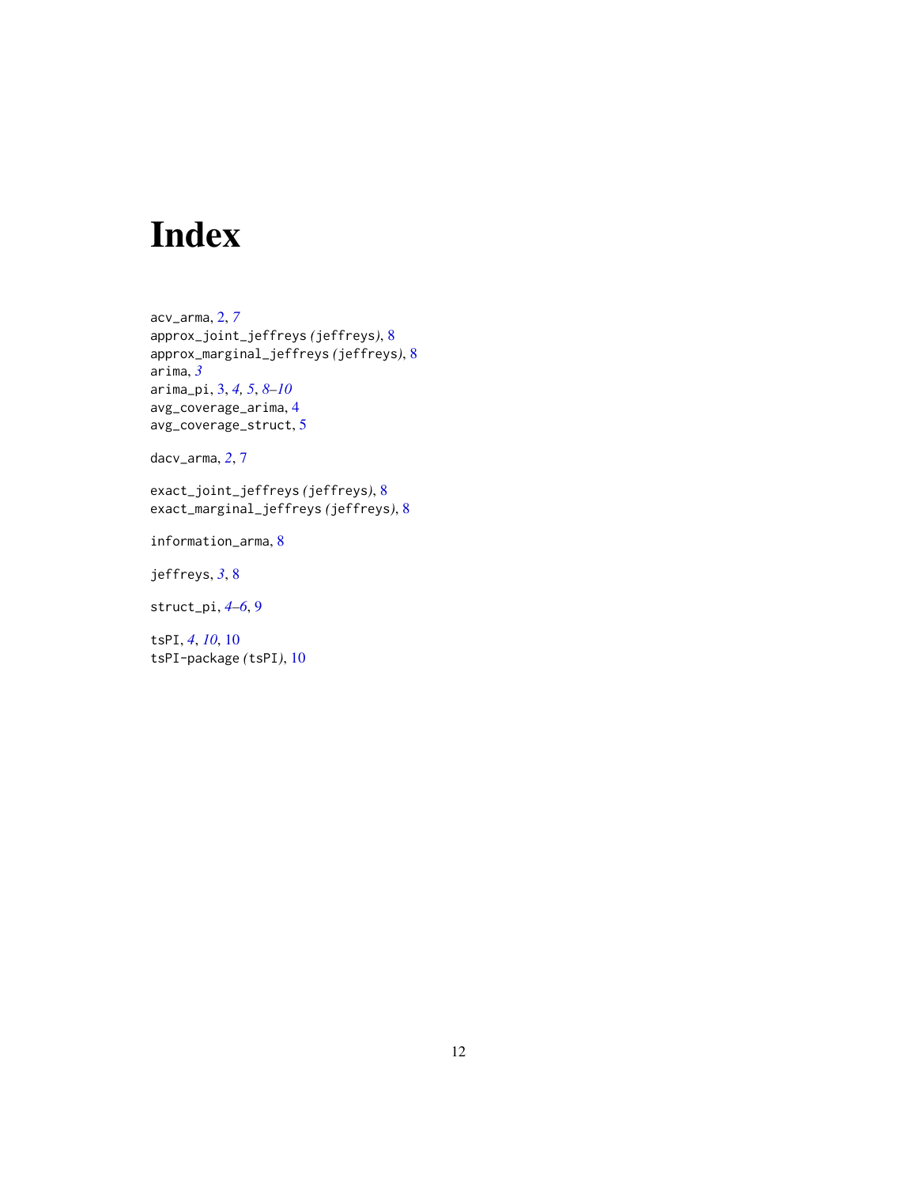# Index

acv_arma, 2, *7*
approx_joint_jeffreys *(*jeffreys*)*, 8
approx_marginal_jeffreys *(*jeffreys*)*, 8
arima, *3*
arima_pi, 3, *4, 5*, *8*–*10*
avg_coverage_arima, 4
avg_coverage_struct, 5

dacv_arma, *2*, 7

exact_joint_jeffreys *(*jeffreys*)*, 8
exact_marginal_jeffreys *(*jeffreys*)*, 8

information_arma, 8

jeffreys, *3*, 8

struct_pi, *4*–*6*, 9

tsPI, *4*, *10*, 10
tsPI-package *(*tsPI*)*, 10